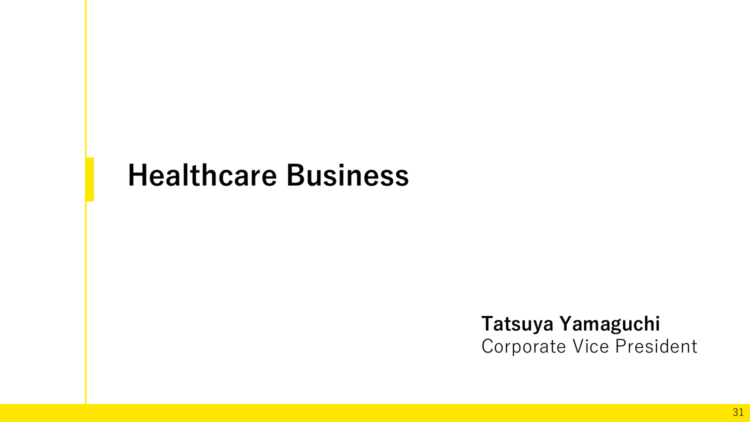# Healthcare Business

**Tatsuya Yamaguchi**
Corporate Vice President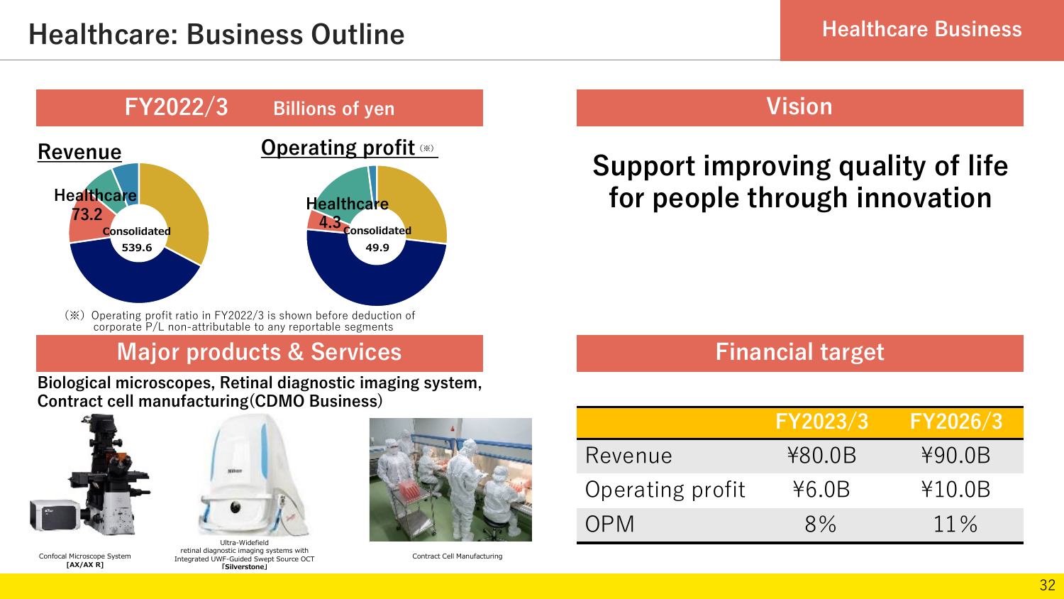# Healthcare: Business Outline

Healthcare Business

## FY2022/3 Billions of yen

**Revenue**

Healthcare 73.2

Consolidated 539.6

**Operating profit** (※)

Healthcare 4.3

Consolidated 49.9

(※) Operating profit ratio in FY2022/3 is shown before deduction of corporate P/L non-attributable to any reportable segments

## Major products & Services

**Biological microscopes, Retinal diagnostic imaging system, Contract cell manufacturing(CDMO Business)**

Confocal Microscope System **[AX/AX R]**

Ultra-Widefield retinal diagnostic imaging systems with Integrated UWF-Guided Swept Source OCT **「Silverstone」**

Contract Cell Manufacturing

## Vision

**Support improving quality of life for people through innovation**

## Financial target

| | FY2023/3 | FY2026/3 |
|---|---|---|
| Revenue | ¥80.0B | ¥90.0B |
| Operating profit | ¥6.0B | ¥10.0B |
| OPM | 8% | 11% |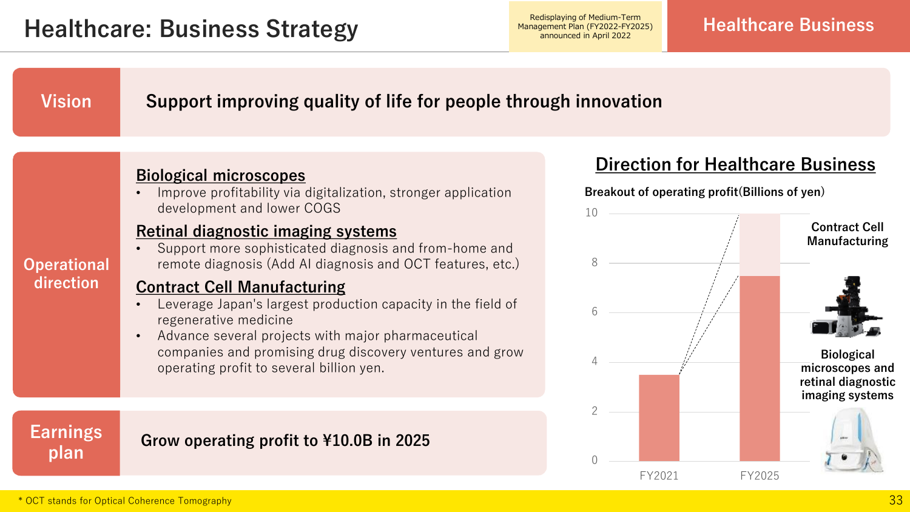# Healthcare: Business Strategy

Redisplaying of Medium-Term Management Plan (FY2022-FY2025) announced in April 2022

**Healthcare Business**

## Vision

**Support improving quality of life for people through innovation**

## Operational direction

### Biological microscopes

- Improve profitability via digitalization, stronger application development and lower COGS

### Retinal diagnostic imaging systems

- Support more sophisticated diagnosis and from-home and remote diagnosis (Add AI diagnosis and OCT features, etc.)

### Contract Cell Manufacturing

- Leverage Japan's largest production capacity in the field of regenerative medicine
- Advance several projects with major pharmaceutical companies and promising drug discovery ventures and grow operating profit to several billion yen.

## Earnings plan

**Grow operating profit to ¥10.0B in 2025**

## Direction for Healthcare Business

**Breakout of operating profit(Billions of yen)**

| | FY2021 | FY2025 |
|---|---|---|
| Biological microscopes and retinal diagnostic imaging systems | ~3.5 | ~7.5 |
| Contract Cell Manufacturing | | ~2.5 |
| Total | ~3.5 | 10 |

\* OCT stands for Optical Coherence Tomography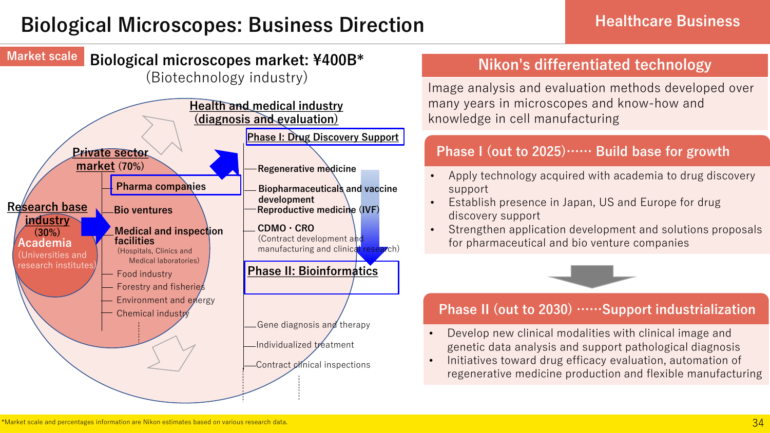# Biological Microscopes: Business Direction

**Healthcare Business**

## Market scale

**Biological microscopes market: ¥400B***
(Biotechnology industry)

**Health and medical industry (diagnosis and evaluation)**

**Private sector market** (70%)

- **Pharma companies**
- **Bio ventures**
- **Medical and inspection facilities** (Hospitals, Clinics and Medical laboratories)
- Food industry
- Forestry and fisheries
- Environment and energy
- Chemical industry

**Research base industry** (30%)

**Academia** (Universities and research institutes)

**Phase I: Drug Discovery Support**

- **Regenerative medicine**
- **Biopharmaceuticals and vaccine development**
- **Reproductive medicine (IVF)**
- **CDMO・CRO** (Contract development and manufacturing and clinical research)

**Phase II: Bioinformatics**

- Gene diagnosis and therapy
- Individualized treatment
- Contract clinical inspections

## Nikon's differentiated technology

Image analysis and evaluation methods developed over many years in microscopes and know-how and knowledge in cell manufacturing

### Phase I (out to 2025)…… Build base for growth

- Apply technology acquired with academia to drug discovery support
- Establish presence in Japan, US and Europe for drug discovery support
- Strengthen application development and solutions proposals for pharmaceutical and bio venture companies

### Phase II (out to 2030) ……Support industrialization

- Develop new clinical modalities with clinical image and genetic data analysis and support pathological diagnosis
- Initiatives toward drug efficacy evaluation, automation of regenerative medicine production and flexible manufacturing

*Market scale and percentages information are Nikon estimates based on various research data.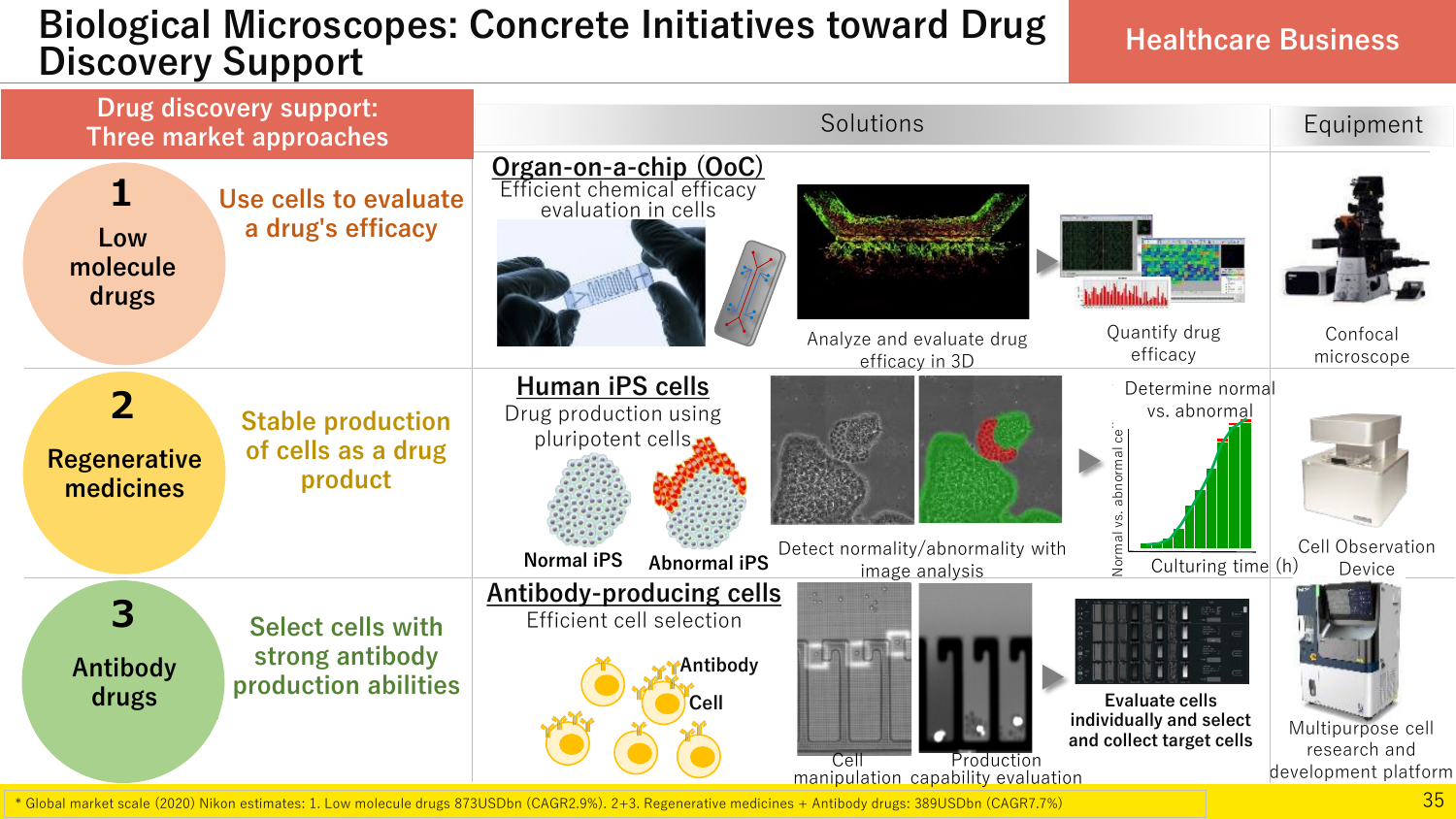# Biological Microscopes: Concrete Initiatives toward Drug Discovery Support

**Healthcare Business**

| Drug discovery support: Three market approaches | | Solutions | Equipment |
|---|---|---|---|
| **1 Low molecule drugs** | Use cells to evaluate a drug's efficacy | **Organ-on-a-chip (OoC)** Efficient chemical efficacy evaluation in cells → Analyze and evaluate drug efficacy in 3D → Quantify drug efficacy | Confocal microscope |
| **2 Regenerative medicines** | Stable production of cells as a drug product | **Human iPS cells** Drug production using pluripotent cells (Normal iPS / Abnormal iPS) → Detect normality/abnormality with image analysis → Determine normal vs. abnormal (Normal vs. abnormal ce… / Culturing time (h)) | Cell Observation Device |
| **3 Antibody drugs** | Select cells with strong antibody production abilities | **Antibody-producing cells** Efficient cell selection (Antibody / Cell) → Cell manipulation / Production capability evaluation → Evaluate cells individually and select and collect target cells | Multipurpose cell research and development platform |

\* Global market scale (2020) Nikon estimates: 1. Low molecule drugs 873USDbn (CAGR2.9%). 2+3. Regenerative medicines + Antibody drugs: 389USDbn (CAGR7.7%)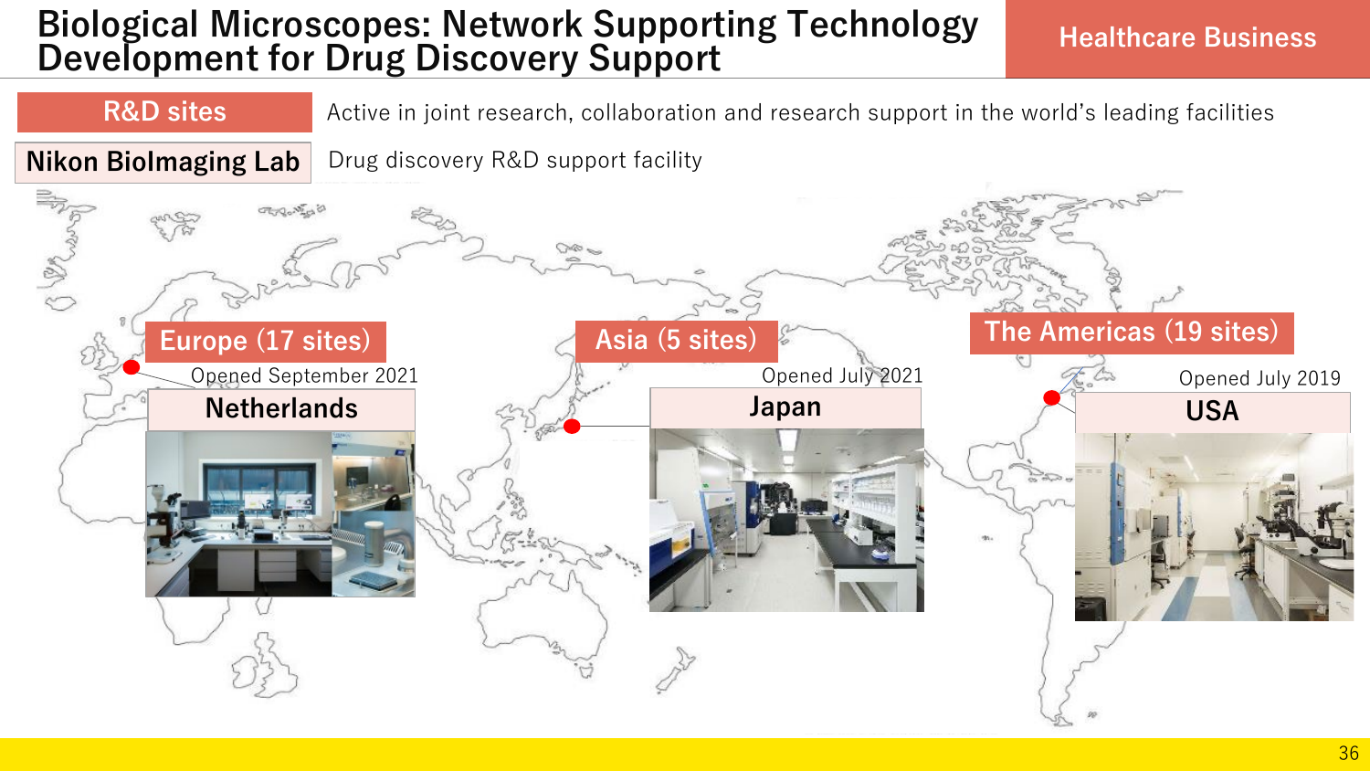# Biological Microscopes: Network Supporting Technology Development for Drug Discovery Support

Healthcare Business

**R&D sites** Active in joint research, collaboration and research support in the world's leading facilities

**Nikon BioImaging Lab** Drug discovery R&D support facility

**Europe (17 sites)**

Opened September 2021

**Netherlands**

**Asia (5 sites)**

Opened July 2021

**Japan**

**The Americas (19 sites)**

Opened July 2019

**USA**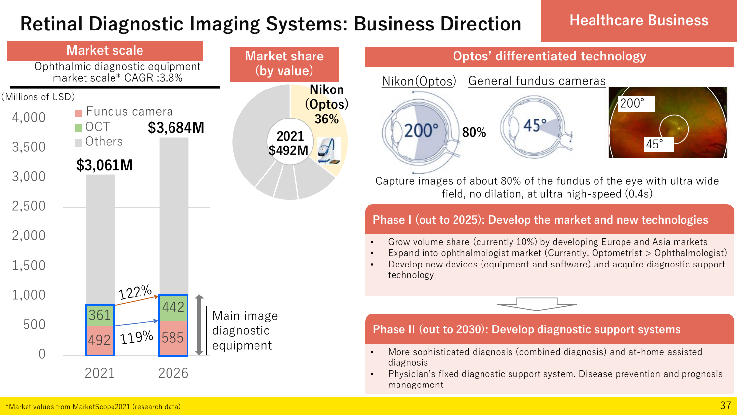# Retinal Diagnostic Imaging Systems: Business Direction

Healthcare Business

## Market scale

Ophthalmic diagnostic equipment market scale* CAGR :3.8%

(Millions of USD)

| | 2021 | 2026 |
|---|---|---|
| Fundus camera | 492 | 585 |
| OCT | 361 | 442 |
| Others | | |
| Total | $3,061M | $3,684M |

Fundus camera: 119%; OCT: 122%

Main image diagnostic equipment

## Market share (by value)

2021 $492M

Nikon (Optos) 36%

## Optos' differentiated technology

Nikon(Optos): 200° — 80%

General fundus cameras: 45°

Capture images of about 80% of the fundus of the eye with ultra wide field, no dilation, at ultra high-speed (0.4s)

### Phase I (out to 2025): Develop the market and new technologies

- Grow volume share (currently 10%) by developing Europe and Asia markets
- Expand into ophthalmologist market (Currently, Optometrist > Ophthalmologist)
- Develop new devices (equipment and software) and acquire diagnostic support technology

### Phase II (out to 2030): Develop diagnostic support systems

- More sophisticated diagnosis (combined diagnosis) and at-home assisted diagnosis
- Physician's fixed diagnostic support system. Disease prevention and prognosis management

*Market values from MarketScope2021 (research data)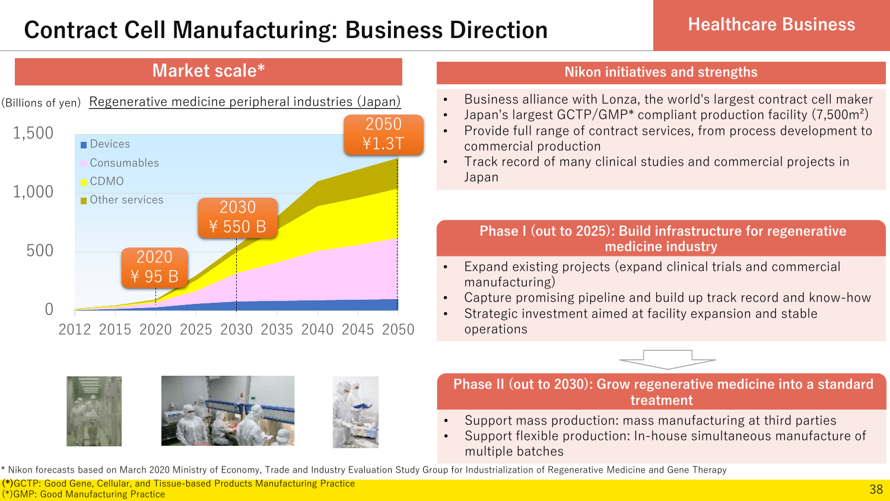# Contract Cell Manufacturing: Business Direction

Healthcare Business

## Market scale*

(Billions of yen) Regenerative medicine peripheral industries (Japan)

- Devices
- Consumables
- CDMO
- Other services

2020 ¥ 95 B

2030 ¥ 550 B

2050 ¥1.3T

## Nikon initiatives and strengths

- Business alliance with Lonza, the world's largest contract cell maker
- Japan's largest GCTP/GMP* compliant production facility (7,500m²)
- Provide full range of contract services, from process development to commercial production
- Track record of many clinical studies and commercial projects in Japan

## Phase I (out to 2025): Build infrastructure for regenerative medicine industry

- Expand existing projects (expand clinical trials and commercial manufacturing)
- Capture promising pipeline and build up track record and know-how
- Strategic investment aimed at facility expansion and stable operations

## Phase II (out to 2030): Grow regenerative medicine into a standard treatment

- Support mass production: mass manufacturing at third parties
- Support flexible production: In-house simultaneous manufacture of multiple batches

* Nikon forecasts based on March 2020 Ministry of Economy, Trade and Industry Evaluation Study Group for Industrialization of Regenerative Medicine and Gene Therapy

(*)GCTP: Good Gene, Cellular, and Tissue-based Products Manufacturing Practice
(*)GMP: Good Manufacturing Practice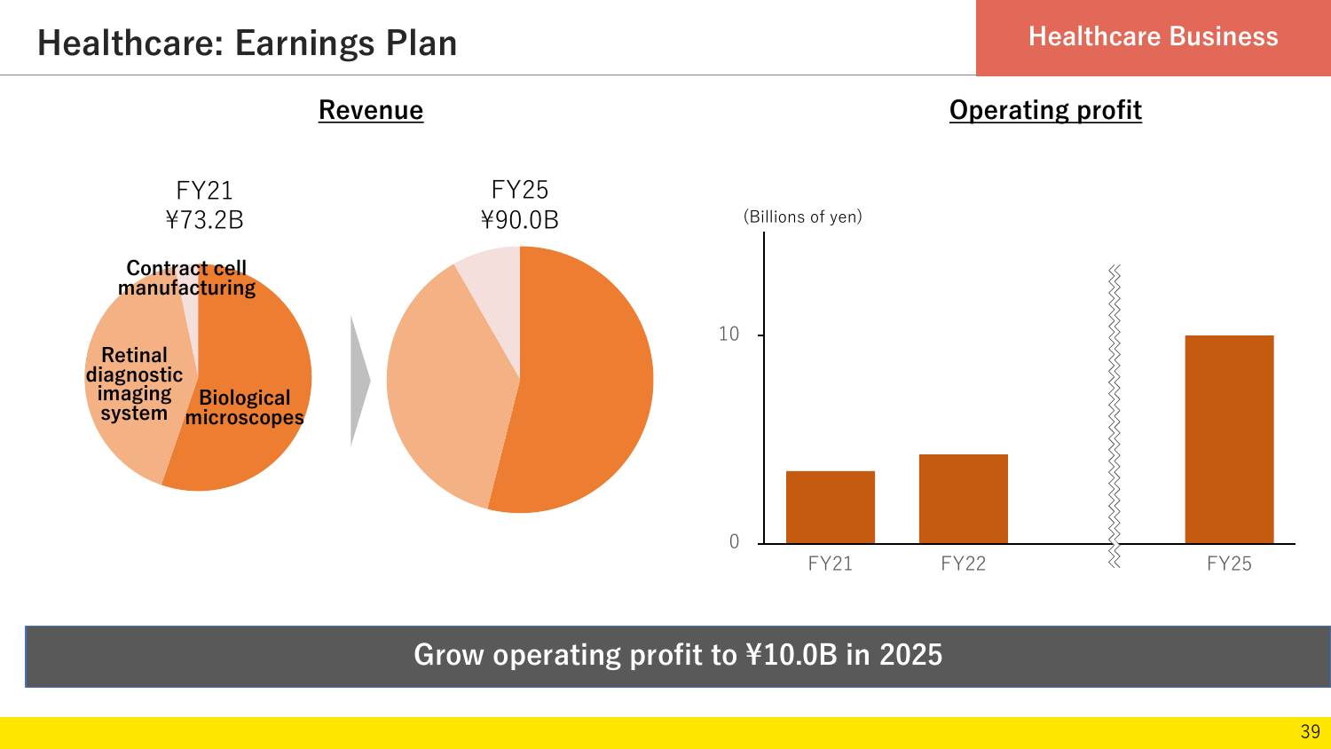# Healthcare: Earnings Plan

Healthcare Business

## Revenue

FY21
¥73.2B

Contract cell manufacturing
Retinal diagnostic imaging system
Biological microscopes

FY25
¥90.0B

## Operating profit

(Billions of yen)

10
0

FY21
FY22
FY25

**Grow operating profit to ¥10.0B in 2025**